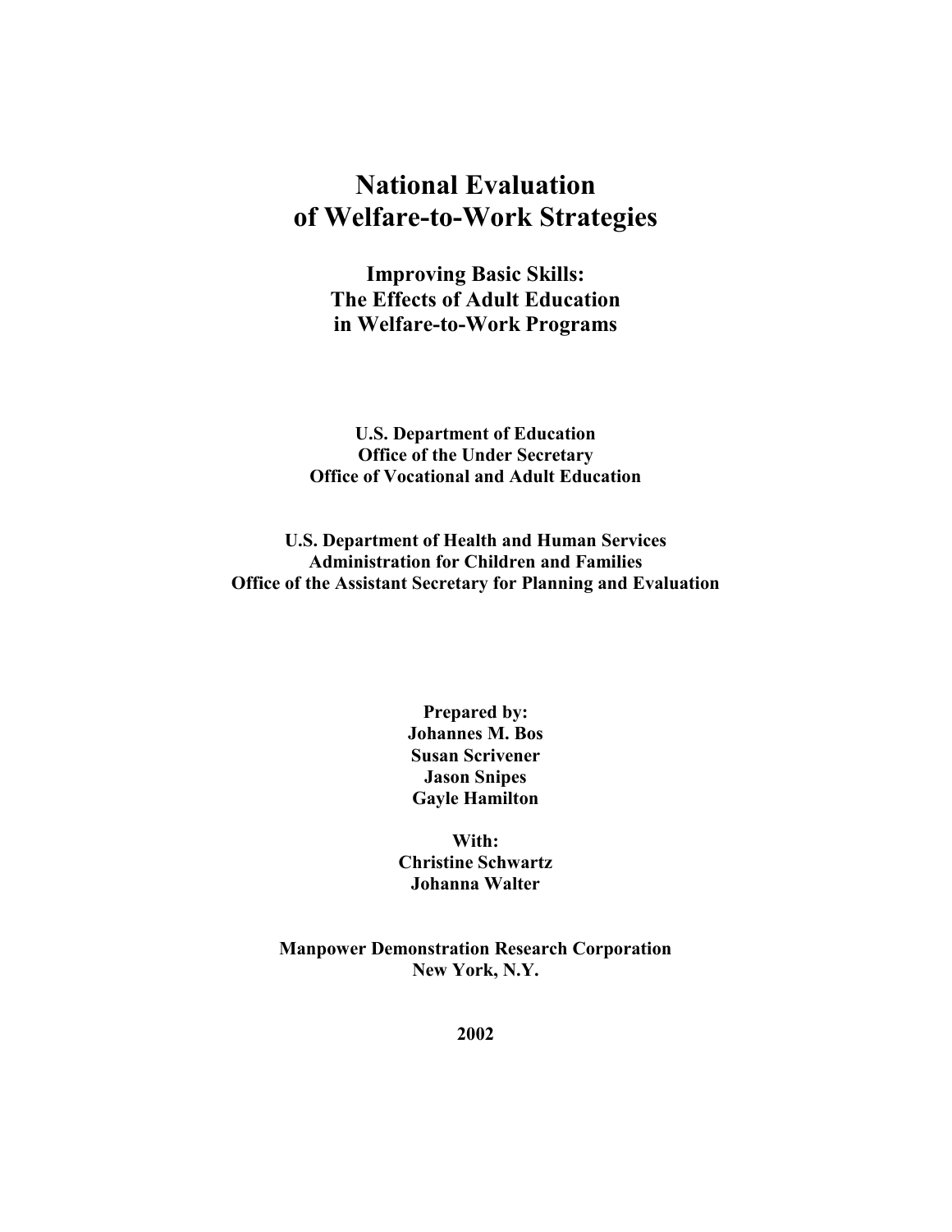# National Evaluation of Welfare-to-Work Strategies

## Improving Basic Skills: The Effects of Adult Education in Welfare-to-Work Programs

**U.S. Department of Education**
**Office of the Under Secretary**
**Office of Vocational and Adult Education**

**U.S. Department of Health and Human Services**
**Administration for Children and Families**
**Office of the Assistant Secretary for Planning and Evaluation**

**Prepared by:**
**Johannes M. Bos**
**Susan Scrivener**
**Jason Snipes**
**Gayle Hamilton**

**With:**
**Christine Schwartz**
**Johanna Walter**

**Manpower Demonstration Research Corporation**
**New York, N.Y.**

**2002**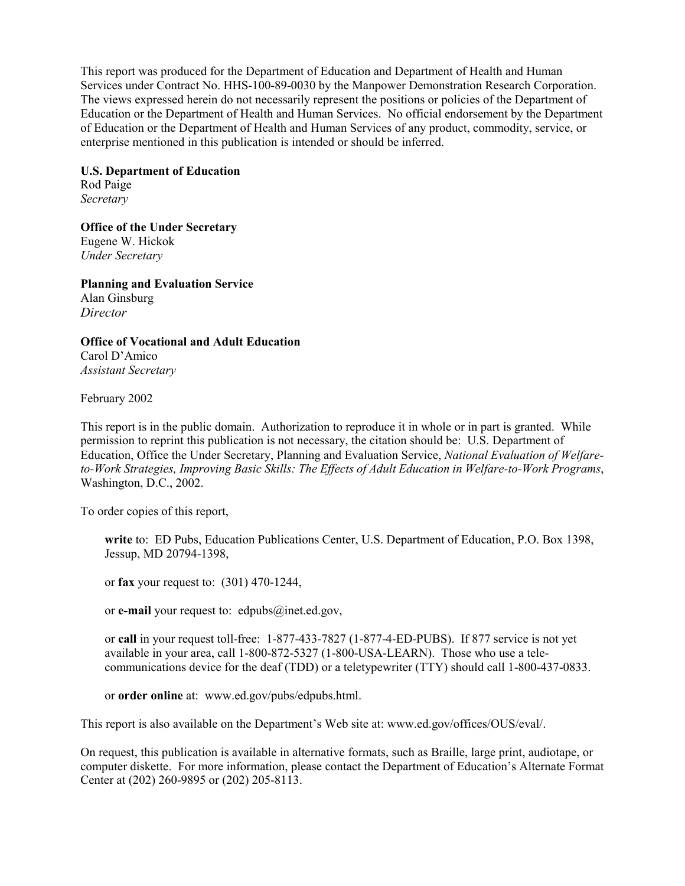This report was produced for the Department of Education and Department of Health and Human Services under Contract No. HHS-100-89-0030 by the Manpower Demonstration Research Corporation. The views expressed herein do not necessarily represent the positions or policies of the Department of Education or the Department of Health and Human Services. No official endorsement by the Department of Education or the Department of Health and Human Services of any product, commodity, service, or enterprise mentioned in this publication is intended or should be inferred.

**U.S. Department of Education**
Rod Paige
*Secretary*

**Office of the Under Secretary**
Eugene W. Hickok
*Under Secretary*

**Planning and Evaluation Service**
Alan Ginsburg
*Director*

**Office of Vocational and Adult Education**
Carol D'Amico
*Assistant Secretary*

February 2002

This report is in the public domain. Authorization to reproduce it in whole or in part is granted. While permission to reprint this publication is not necessary, the citation should be: U.S. Department of Education, Office the Under Secretary, Planning and Evaluation Service, *National Evaluation of Welfare-to-Work Strategies, Improving Basic Skills: The Effects of Adult Education in Welfare-to-Work Programs*, Washington, D.C., 2002.

To order copies of this report,

> **write** to: ED Pubs, Education Publications Center, U.S. Department of Education, P.O. Box 1398, Jessup, MD 20794-1398,
>
> or **fax** your request to: (301) 470-1244,
>
> or **e-mail** your request to: edpubs@inet.ed.gov,
>
> or **call** in your request toll-free: 1-877-433-7827 (1-877-4-ED-PUBS). If 877 service is not yet available in your area, call 1-800-872-5327 (1-800-USA-LEARN). Those who use a telecommunications device for the deaf (TDD) or a teletypewriter (TTY) should call 1-800-437-0833.
>
> or **order online** at: www.ed.gov/pubs/edpubs.html.

This report is also available on the Department's Web site at: www.ed.gov/offices/OUS/eval/.

On request, this publication is available in alternative formats, such as Braille, large print, audiotape, or computer diskette. For more information, please contact the Department of Education's Alternate Format Center at (202) 260-9895 or (202) 205-8113.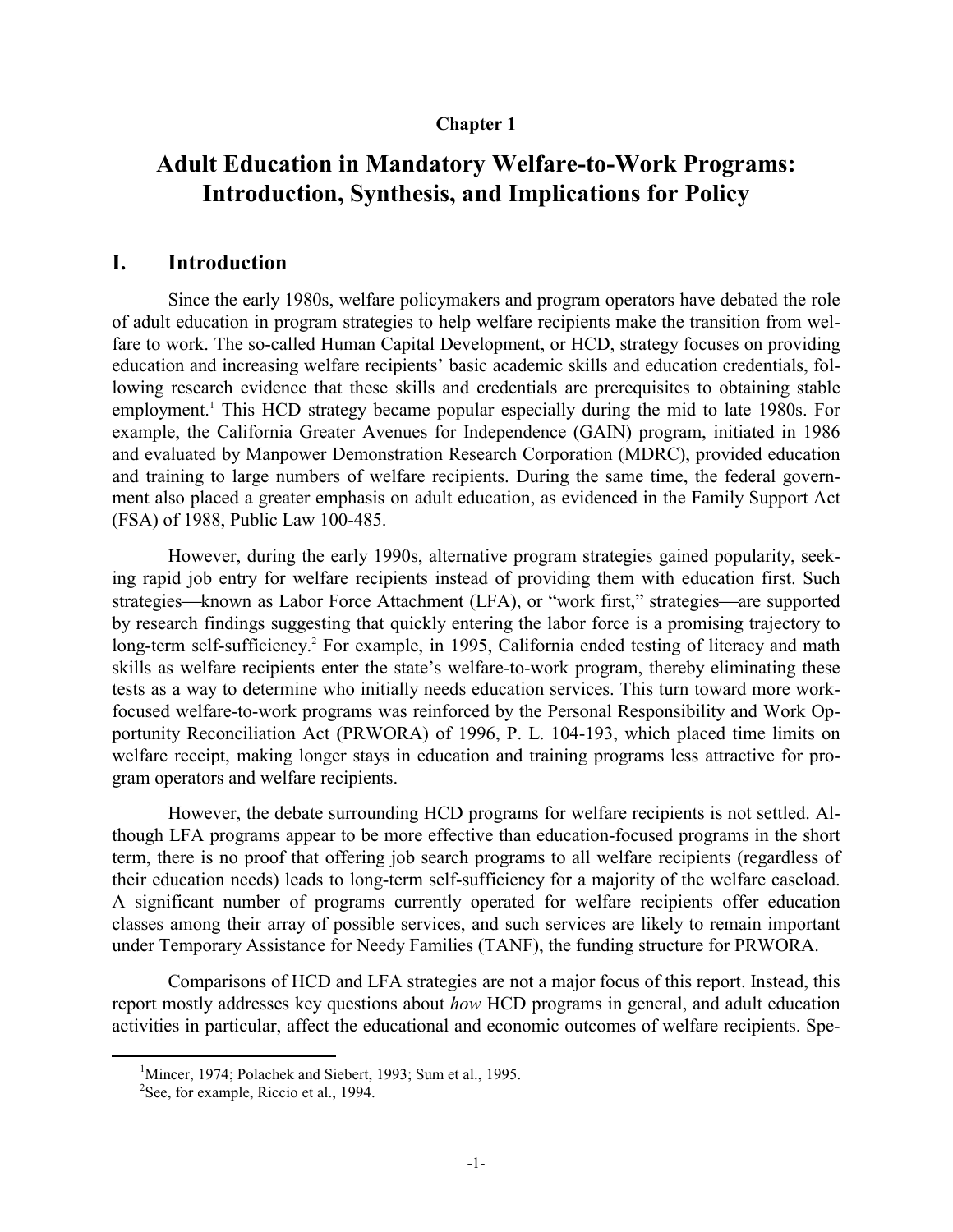**Chapter 1**

# Adult Education in Mandatory Welfare-to-Work Programs: Introduction, Synthesis, and Implications for Policy

## I. Introduction

Since the early 1980s, welfare policymakers and program operators have debated the role of adult education in program strategies to help welfare recipients make the transition from welfare to work. The so-called Human Capital Development, or HCD, strategy focuses on providing education and increasing welfare recipients' basic academic skills and education credentials, following research evidence that these skills and credentials are prerequisites to obtaining stable employment.[1] This HCD strategy became popular especially during the mid to late 1980s. For example, the California Greater Avenues for Independence (GAIN) program, initiated in 1986 and evaluated by Manpower Demonstration Research Corporation (MDRC), provided education and training to large numbers of welfare recipients. During the same time, the federal government also placed a greater emphasis on adult education, as evidenced in the Family Support Act (FSA) of 1988, Public Law 100-485.

However, during the early 1990s, alternative program strategies gained popularity, seeking rapid job entry for welfare recipients instead of providing them with education first. Such strategies—known as Labor Force Attachment (LFA), or "work first," strategies—are supported by research findings suggesting that quickly entering the labor force is a promising trajectory to long-term self-sufficiency.[2] For example, in 1995, California ended testing of literacy and math skills as welfare recipients enter the state's welfare-to-work program, thereby eliminating these tests as a way to determine who initially needs education services. This turn toward more work-focused welfare-to-work programs was reinforced by the Personal Responsibility and Work Opportunity Reconciliation Act (PRWORA) of 1996, P. L. 104-193, which placed time limits on welfare receipt, making longer stays in education and training programs less attractive for program operators and welfare recipients.

However, the debate surrounding HCD programs for welfare recipients is not settled. Although LFA programs appear to be more effective than education-focused programs in the short term, there is no proof that offering job search programs to all welfare recipients (regardless of their education needs) leads to long-term self-sufficiency for a majority of the welfare caseload. A significant number of programs currently operated for welfare recipients offer education classes among their array of possible services, and such services are likely to remain important under Temporary Assistance for Needy Families (TANF), the funding structure for PRWORA.

Comparisons of HCD and LFA strategies are not a major focus of this report. Instead, this report mostly addresses key questions about *how* HCD programs in general, and adult education activities in particular, affect the educational and economic outcomes of welfare recipients. Spe-

[1] Mincer, 1974; Polachek and Siebert, 1993; Sum et al., 1995.

[2] See, for example, Riccio et al., 1994.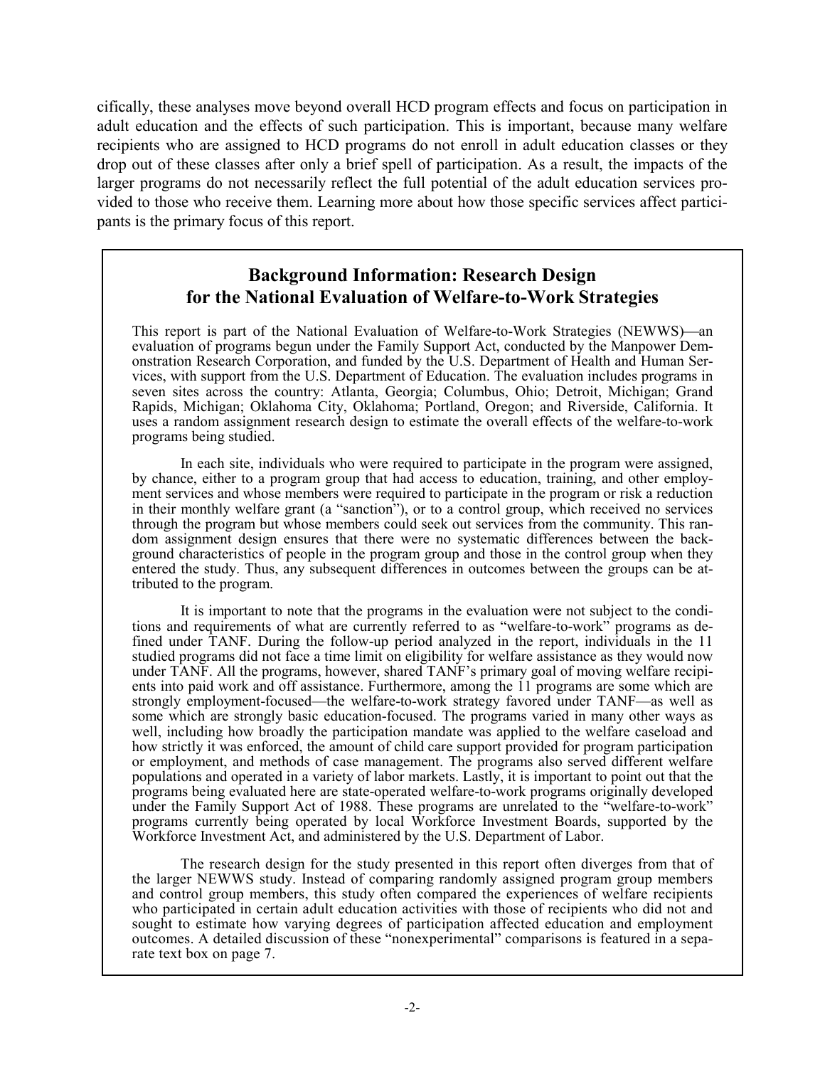cifically, these analyses move beyond overall HCD program effects and focus on participation in adult education and the effects of such participation. This is important, because many welfare recipients who are assigned to HCD programs do not enroll in adult education classes or they drop out of these classes after only a brief spell of participation. As a result, the impacts of the larger programs do not necessarily reflect the full potential of the adult education services provided to those who receive them. Learning more about how those specific services affect participants is the primary focus of this report.

## Background Information: Research Design for the National Evaluation of Welfare-to-Work Strategies

This report is part of the National Evaluation of Welfare-to-Work Strategies (NEWWS)—an evaluation of programs begun under the Family Support Act, conducted by the Manpower Demonstration Research Corporation, and funded by the U.S. Department of Health and Human Services, with support from the U.S. Department of Education. The evaluation includes programs in seven sites across the country: Atlanta, Georgia; Columbus, Ohio; Detroit, Michigan; Grand Rapids, Michigan; Oklahoma City, Oklahoma; Portland, Oregon; and Riverside, California. It uses a random assignment research design to estimate the overall effects of the welfare-to-work programs being studied.

In each site, individuals who were required to participate in the program were assigned, by chance, either to a program group that had access to education, training, and other employment services and whose members were required to participate in the program or risk a reduction in their monthly welfare grant (a "sanction"), or to a control group, which received no services through the program but whose members could seek out services from the community. This random assignment design ensures that there were no systematic differences between the background characteristics of people in the program group and those in the control group when they entered the study. Thus, any subsequent differences in outcomes between the groups can be attributed to the program.

It is important to note that the programs in the evaluation were not subject to the conditions and requirements of what are currently referred to as "welfare-to-work" programs as defined under TANF. During the follow-up period analyzed in the report, individuals in the 11 studied programs did not face a time limit on eligibility for welfare assistance as they would now under TANF. All the programs, however, shared TANF's primary goal of moving welfare recipients into paid work and off assistance. Furthermore, among the 11 programs are some which are strongly employment-focused—the welfare-to-work strategy favored under TANF—as well as some which are strongly basic education-focused. The programs varied in many other ways as well, including how broadly the participation mandate was applied to the welfare caseload and how strictly it was enforced, the amount of child care support provided for program participation or employment, and methods of case management. The programs also served different welfare populations and operated in a variety of labor markets. Lastly, it is important to point out that the programs being evaluated here are state-operated welfare-to-work programs originally developed under the Family Support Act of 1988. These programs are unrelated to the "welfare-to-work" programs currently being operated by local Workforce Investment Boards, supported by the Workforce Investment Act, and administered by the U.S. Department of Labor.

The research design for the study presented in this report often diverges from that of the larger NEWWS study. Instead of comparing randomly assigned program group members and control group members, this study often compared the experiences of welfare recipients who participated in certain adult education activities with those of recipients who did not and sought to estimate how varying degrees of participation affected education and employment outcomes. A detailed discussion of these "nonexperimental" comparisons is featured in a separate text box on page 7.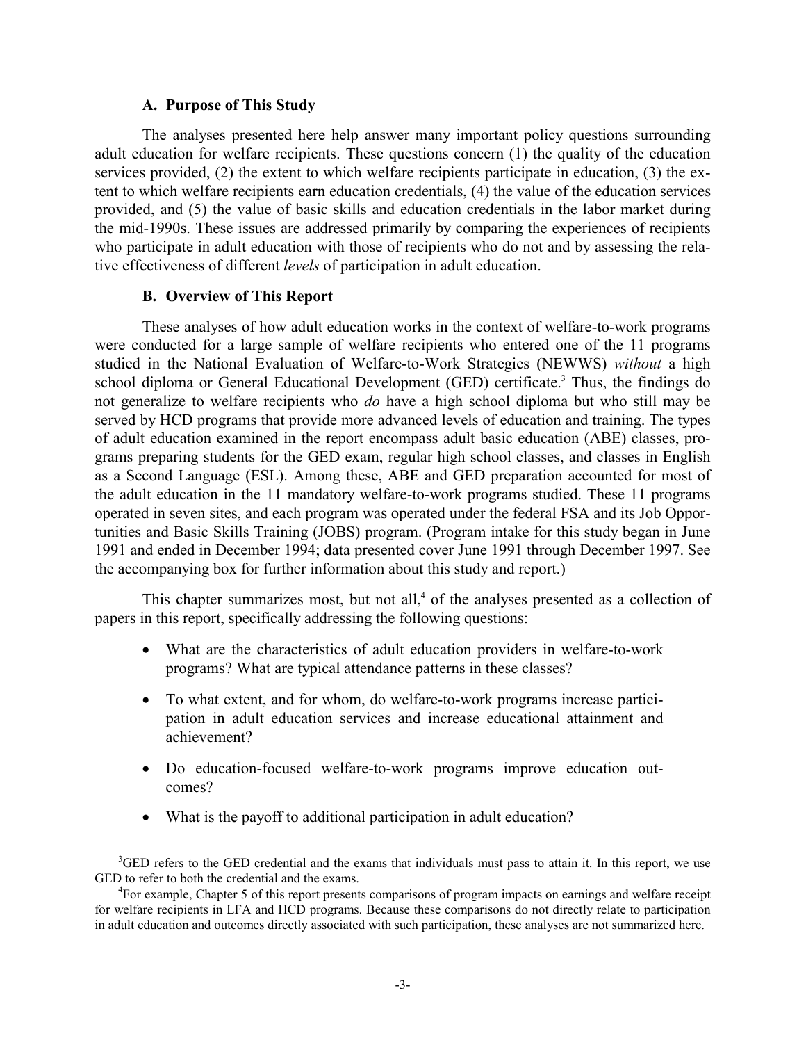### A. Purpose of This Study

The analyses presented here help answer many important policy questions surrounding adult education for welfare recipients. These questions concern (1) the quality of the education services provided, (2) the extent to which welfare recipients participate in education, (3) the extent to which welfare recipients earn education credentials, (4) the value of the education services provided, and (5) the value of basic skills and education credentials in the labor market during the mid-1990s. These issues are addressed primarily by comparing the experiences of recipients who participate in adult education with those of recipients who do not and by assessing the relative effectiveness of different *levels* of participation in adult education.

### B. Overview of This Report

These analyses of how adult education works in the context of welfare-to-work programs were conducted for a large sample of welfare recipients who entered one of the 11 programs studied in the National Evaluation of Welfare-to-Work Strategies (NEWWS) *without* a high school diploma or General Educational Development (GED) certificate.[3] Thus, the findings do not generalize to welfare recipients who *do* have a high school diploma but who still may be served by HCD programs that provide more advanced levels of education and training. The types of adult education examined in the report encompass adult basic education (ABE) classes, programs preparing students for the GED exam, regular high school classes, and classes in English as a Second Language (ESL). Among these, ABE and GED preparation accounted for most of the adult education in the 11 mandatory welfare-to-work programs studied. These 11 programs operated in seven sites, and each program was operated under the federal FSA and its Job Opportunities and Basic Skills Training (JOBS) program. (Program intake for this study began in June 1991 and ended in December 1994; data presented cover June 1991 through December 1997. See the accompanying box for further information about this study and report.)

This chapter summarizes most, but not all,[4] of the analyses presented as a collection of papers in this report, specifically addressing the following questions:

- What are the characteristics of adult education providers in welfare-to-work programs? What are typical attendance patterns in these classes?
- To what extent, and for whom, do welfare-to-work programs increase participation in adult education services and increase educational attainment and achievement?
- Do education-focused welfare-to-work programs improve education outcomes?
- What is the payoff to additional participation in adult education?

[3]GED refers to the GED credential and the exams that individuals must pass to attain it. In this report, we use GED to refer to both the credential and the exams.

[4]For example, Chapter 5 of this report presents comparisons of program impacts on earnings and welfare receipt for welfare recipients in LFA and HCD programs. Because these comparisons do not directly relate to participation in adult education and outcomes directly associated with such participation, these analyses are not summarized here.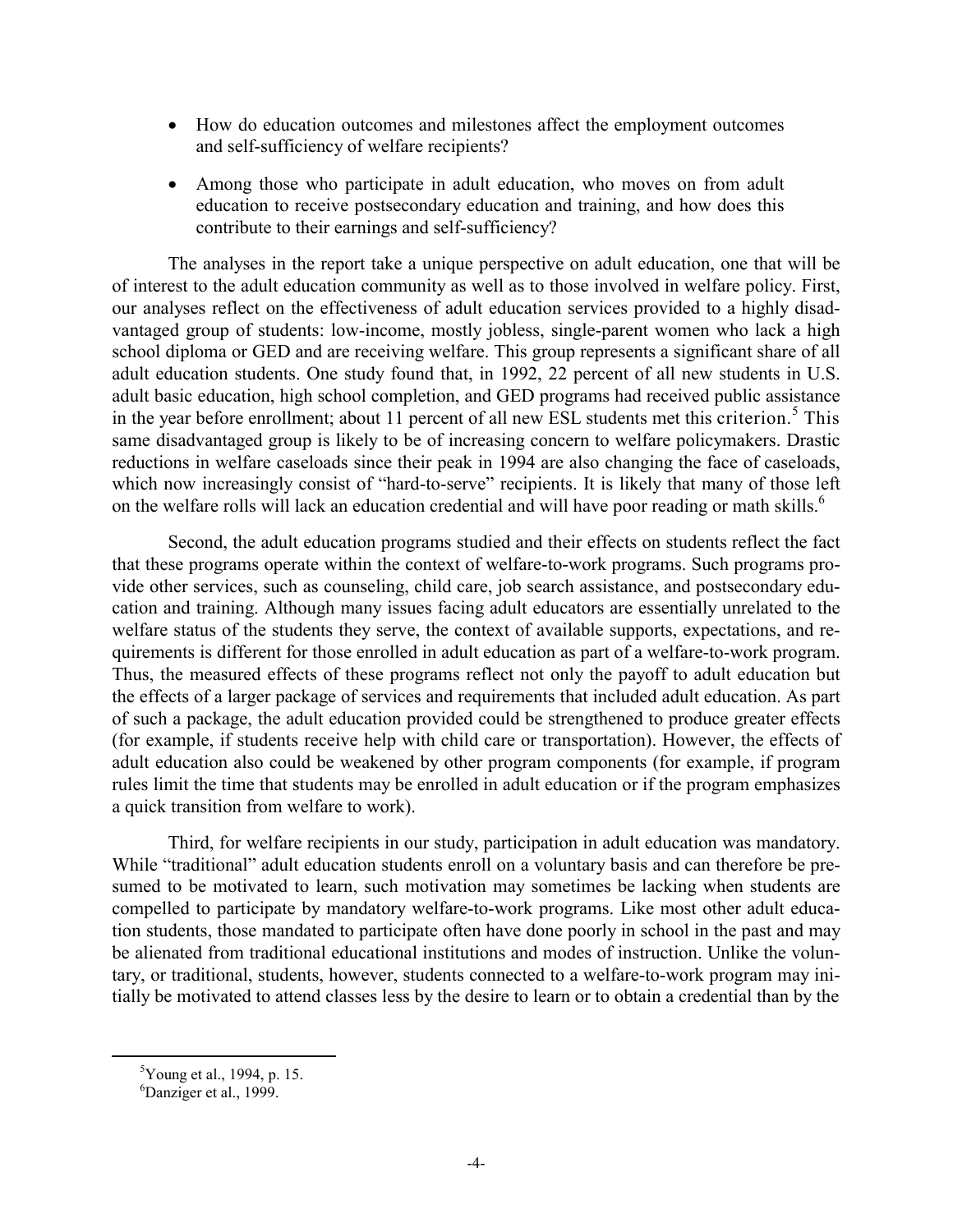- How do education outcomes and milestones affect the employment outcomes and self-sufficiency of welfare recipients?

- Among those who participate in adult education, who moves on from adult education to receive postsecondary education and training, and how does this contribute to their earnings and self-sufficiency?

The analyses in the report take a unique perspective on adult education, one that will be of interest to the adult education community as well as to those involved in welfare policy. First, our analyses reflect on the effectiveness of adult education services provided to a highly disadvantaged group of students: low-income, mostly jobless, single-parent women who lack a high school diploma or GED and are receiving welfare. This group represents a significant share of all adult education students. One study found that, in 1992, 22 percent of all new students in U.S. adult basic education, high school completion, and GED programs had received public assistance in the year before enrollment; about 11 percent of all new ESL students met this criterion.[5] This same disadvantaged group is likely to be of increasing concern to welfare policymakers. Drastic reductions in welfare caseloads since their peak in 1994 are also changing the face of caseloads, which now increasingly consist of "hard-to-serve" recipients. It is likely that many of those left on the welfare rolls will lack an education credential and will have poor reading or math skills.[6]

Second, the adult education programs studied and their effects on students reflect the fact that these programs operate within the context of welfare-to-work programs. Such programs provide other services, such as counseling, child care, job search assistance, and postsecondary education and training. Although many issues facing adult educators are essentially unrelated to the welfare status of the students they serve, the context of available supports, expectations, and requirements is different for those enrolled in adult education as part of a welfare-to-work program. Thus, the measured effects of these programs reflect not only the payoff to adult education but the effects of a larger package of services and requirements that included adult education. As part of such a package, the adult education provided could be strengthened to produce greater effects (for example, if students receive help with child care or transportation). However, the effects of adult education also could be weakened by other program components (for example, if program rules limit the time that students may be enrolled in adult education or if the program emphasizes a quick transition from welfare to work).

Third, for welfare recipients in our study, participation in adult education was mandatory. While "traditional" adult education students enroll on a voluntary basis and can therefore be presumed to be motivated to learn, such motivation may sometimes be lacking when students are compelled to participate by mandatory welfare-to-work programs. Like most other adult education students, those mandated to participate often have done poorly in school in the past and may be alienated from traditional educational institutions and modes of instruction. Unlike the voluntary, or traditional, students, however, students connected to a welfare-to-work program may initially be motivated to attend classes less by the desire to learn or to obtain a credential than by the

[5] Young et al., 1994, p. 15.

[6] Danziger et al., 1999.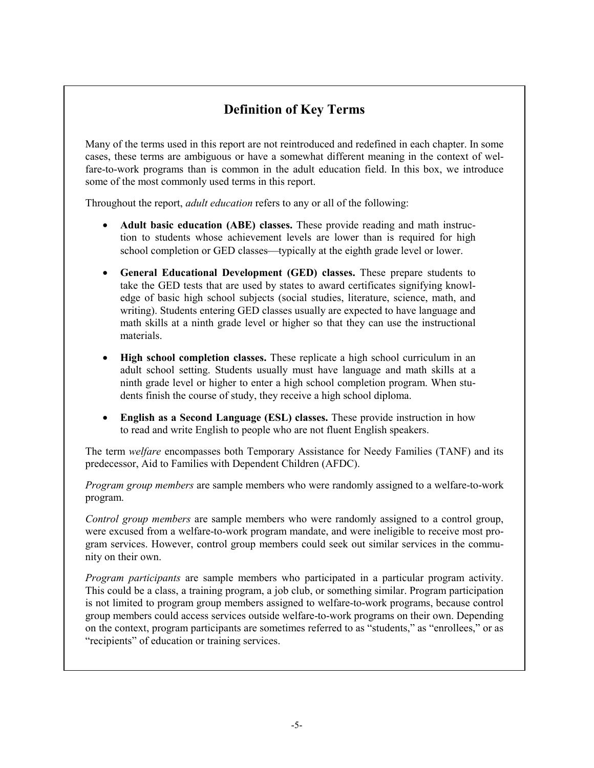## Definition of Key Terms

Many of the terms used in this report are not reintroduced and redefined in each chapter. In some cases, these terms are ambiguous or have a somewhat different meaning in the context of welfare-to-work programs than is common in the adult education field. In this box, we introduce some of the most commonly used terms in this report.

Throughout the report, *adult education* refers to any or all of the following:

- **Adult basic education (ABE) classes.** These provide reading and math instruction to students whose achievement levels are lower than is required for high school completion or GED classes—typically at the eighth grade level or lower.
- **General Educational Development (GED) classes.** These prepare students to take the GED tests that are used by states to award certificates signifying knowledge of basic high school subjects (social studies, literature, science, math, and writing). Students entering GED classes usually are expected to have language and math skills at a ninth grade level or higher so that they can use the instructional materials.
- **High school completion classes.** These replicate a high school curriculum in an adult school setting. Students usually must have language and math skills at a ninth grade level or higher to enter a high school completion program. When students finish the course of study, they receive a high school diploma.
- **English as a Second Language (ESL) classes.** These provide instruction in how to read and write English to people who are not fluent English speakers.

The term *welfare* encompasses both Temporary Assistance for Needy Families (TANF) and its predecessor, Aid to Families with Dependent Children (AFDC).

*Program group members* are sample members who were randomly assigned to a welfare-to-work program.

*Control group members* are sample members who were randomly assigned to a control group, were excused from a welfare-to-work program mandate, and were ineligible to receive most program services. However, control group members could seek out similar services in the community on their own.

*Program participants* are sample members who participated in a particular program activity. This could be a class, a training program, a job club, or something similar. Program participation is not limited to program group members assigned to welfare-to-work programs, because control group members could access services outside welfare-to-work programs on their own. Depending on the context, program participants are sometimes referred to as "students," as "enrollees," or as "recipients" of education or training services.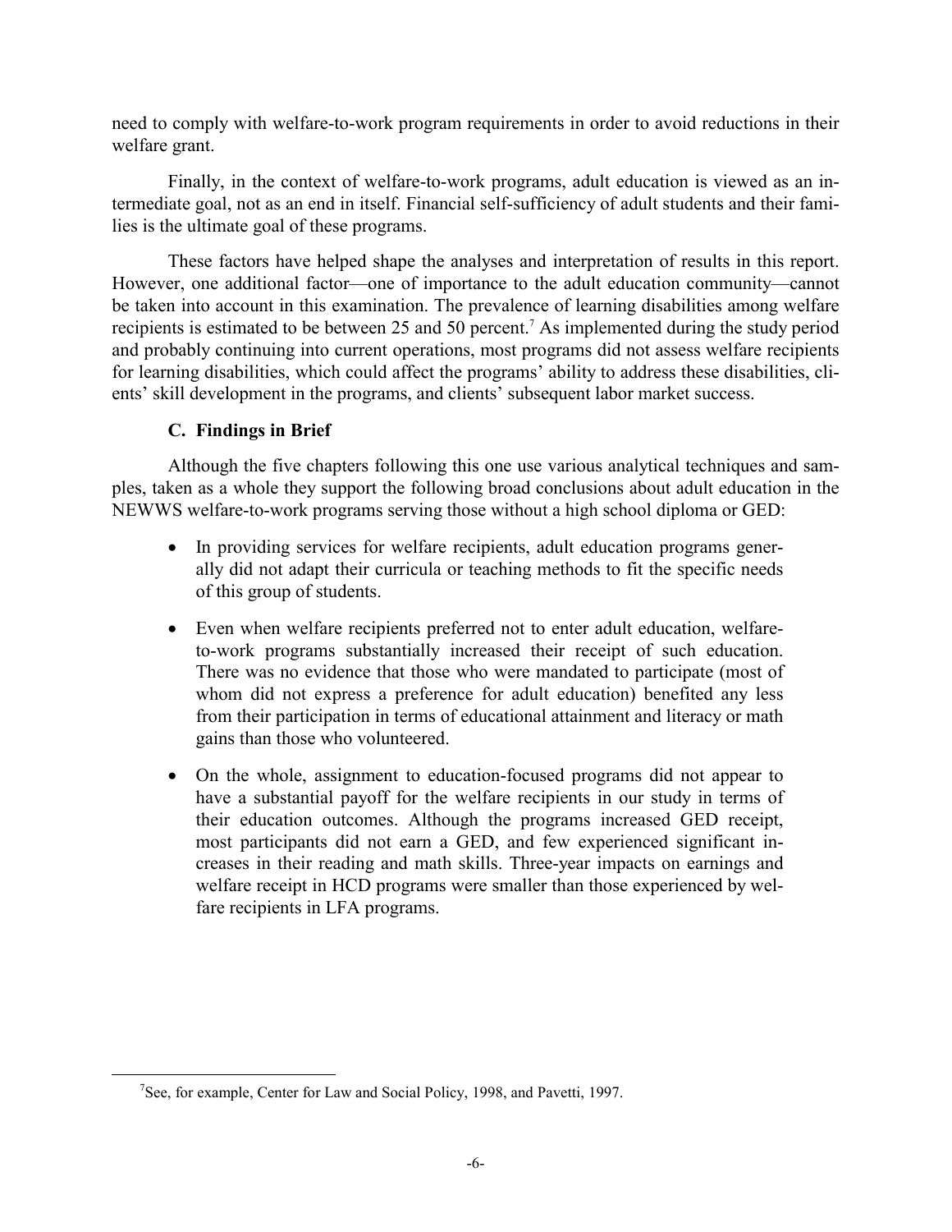need to comply with welfare-to-work program requirements in order to avoid reductions in their welfare grant.

Finally, in the context of welfare-to-work programs, adult education is viewed as an intermediate goal, not as an end in itself. Financial self-sufficiency of adult students and their families is the ultimate goal of these programs.

These factors have helped shape the analyses and interpretation of results in this report. However, one additional factor—one of importance to the adult education community—cannot be taken into account in this examination. The prevalence of learning disabilities among welfare recipients is estimated to be between 25 and 50 percent.[7] As implemented during the study period and probably continuing into current operations, most programs did not assess welfare recipients for learning disabilities, which could affect the programs' ability to address these disabilities, clients' skill development in the programs, and clients' subsequent labor market success.

### C. Findings in Brief

Although the five chapters following this one use various analytical techniques and samples, taken as a whole they support the following broad conclusions about adult education in the NEWWS welfare-to-work programs serving those without a high school diploma or GED:

- In providing services for welfare recipients, adult education programs generally did not adapt their curricula or teaching methods to fit the specific needs of this group of students.
- Even when welfare recipients preferred not to enter adult education, welfare-to-work programs substantially increased their receipt of such education. There was no evidence that those who were mandated to participate (most of whom did not express a preference for adult education) benefited any less from their participation in terms of educational attainment and literacy or math gains than those who volunteered.
- On the whole, assignment to education-focused programs did not appear to have a substantial payoff for the welfare recipients in our study in terms of their education outcomes. Although the programs increased GED receipt, most participants did not earn a GED, and few experienced significant increases in their reading and math skills. Three-year impacts on earnings and welfare receipt in HCD programs were smaller than those experienced by welfare recipients in LFA programs.

[7] See, for example, Center for Law and Social Policy, 1998, and Pavetti, 1997.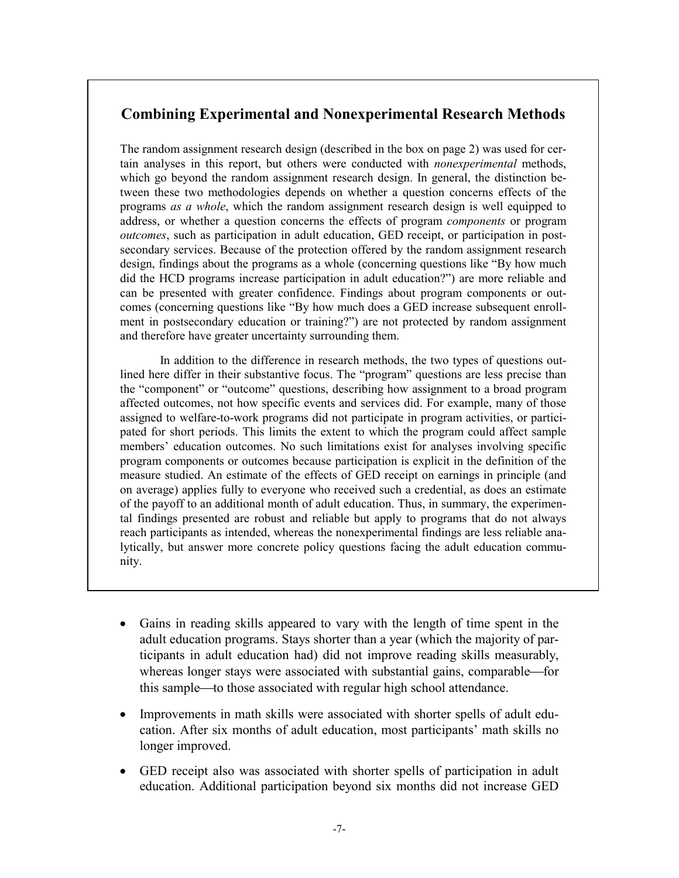## Combining Experimental and Nonexperimental Research Methods

The random assignment research design (described in the box on page 2) was used for certain analyses in this report, but others were conducted with *nonexperimental* methods, which go beyond the random assignment research design. In general, the distinction between these two methodologies depends on whether a question concerns effects of the programs *as a whole*, which the random assignment research design is well equipped to address, or whether a question concerns the effects of program *components* or program *outcomes*, such as participation in adult education, GED receipt, or participation in postsecondary services. Because of the protection offered by the random assignment research design, findings about the programs as a whole (concerning questions like "By how much did the HCD programs increase participation in adult education?") are more reliable and can be presented with greater confidence. Findings about program components or outcomes (concerning questions like "By how much does a GED increase subsequent enrollment in postsecondary education or training?") are not protected by random assignment and therefore have greater uncertainty surrounding them.

In addition to the difference in research methods, the two types of questions outlined here differ in their substantive focus. The "program" questions are less precise than the "component" or "outcome" questions, describing how assignment to a broad program affected outcomes, not how specific events and services did. For example, many of those assigned to welfare-to-work programs did not participate in program activities, or participated for short periods. This limits the extent to which the program could affect sample members' education outcomes. No such limitations exist for analyses involving specific program components or outcomes because participation is explicit in the definition of the measure studied. An estimate of the effects of GED receipt on earnings in principle (and on average) applies fully to everyone who received such a credential, as does an estimate of the payoff to an additional month of adult education. Thus, in summary, the experimental findings presented are robust and reliable but apply to programs that do not always reach participants as intended, whereas the nonexperimental findings are less reliable analytically, but answer more concrete policy questions facing the adult education community.

- Gains in reading skills appeared to vary with the length of time spent in the adult education programs. Stays shorter than a year (which the majority of participants in adult education had) did not improve reading skills measurably, whereas longer stays were associated with substantial gains, comparable—for this sample—to those associated with regular high school attendance.

- Improvements in math skills were associated with shorter spells of adult education. After six months of adult education, most participants' math skills no longer improved.

- GED receipt also was associated with shorter spells of participation in adult education. Additional participation beyond six months did not increase GED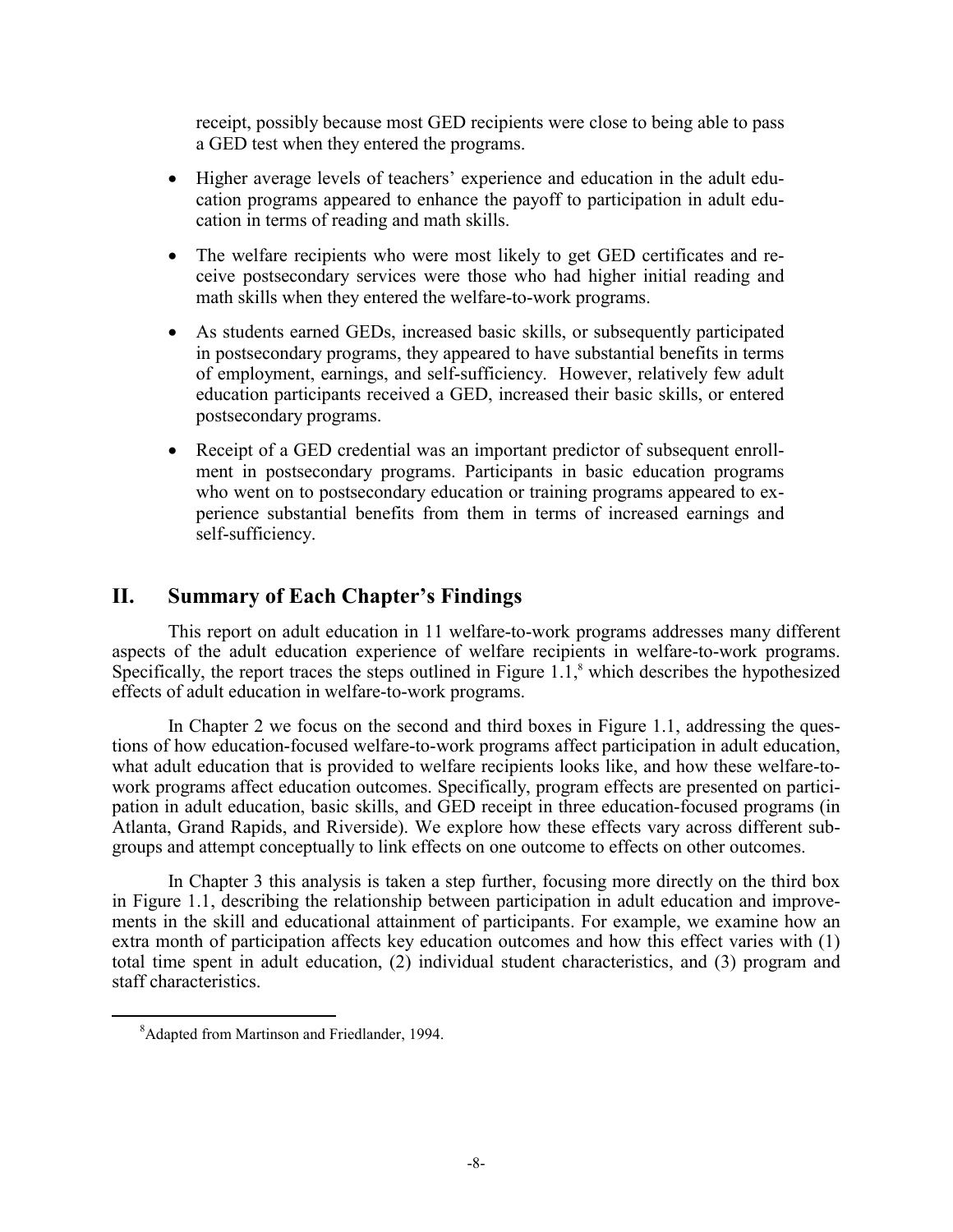receipt, possibly because most GED recipients were close to being able to pass a GED test when they entered the programs.

- Higher average levels of teachers' experience and education in the adult education programs appeared to enhance the payoff to participation in adult education in terms of reading and math skills.
- The welfare recipients who were most likely to get GED certificates and receive postsecondary services were those who had higher initial reading and math skills when they entered the welfare-to-work programs.
- As students earned GEDs, increased basic skills, or subsequently participated in postsecondary programs, they appeared to have substantial benefits in terms of employment, earnings, and self-sufficiency. However, relatively few adult education participants received a GED, increased their basic skills, or entered postsecondary programs.
- Receipt of a GED credential was an important predictor of subsequent enrollment in postsecondary programs. Participants in basic education programs who went on to postsecondary education or training programs appeared to experience substantial benefits from them in terms of increased earnings and self-sufficiency.

## II. Summary of Each Chapter's Findings

This report on adult education in 11 welfare-to-work programs addresses many different aspects of the adult education experience of welfare recipients in welfare-to-work programs. Specifically, the report traces the steps outlined in Figure 1.1,[8] which describes the hypothesized effects of adult education in welfare-to-work programs.

In Chapter 2 we focus on the second and third boxes in Figure 1.1, addressing the questions of how education-focused welfare-to-work programs affect participation in adult education, what adult education that is provided to welfare recipients looks like, and how these welfare-to-work programs affect education outcomes. Specifically, program effects are presented on participation in adult education, basic skills, and GED receipt in three education-focused programs (in Atlanta, Grand Rapids, and Riverside). We explore how these effects vary across different subgroups and attempt conceptually to link effects on one outcome to effects on other outcomes.

In Chapter 3 this analysis is taken a step further, focusing more directly on the third box in Figure 1.1, describing the relationship between participation in adult education and improvements in the skill and educational attainment of participants. For example, we examine how an extra month of participation affects key education outcomes and how this effect varies with (1) total time spent in adult education, (2) individual student characteristics, and (3) program and staff characteristics.

[8] Adapted from Martinson and Friedlander, 1994.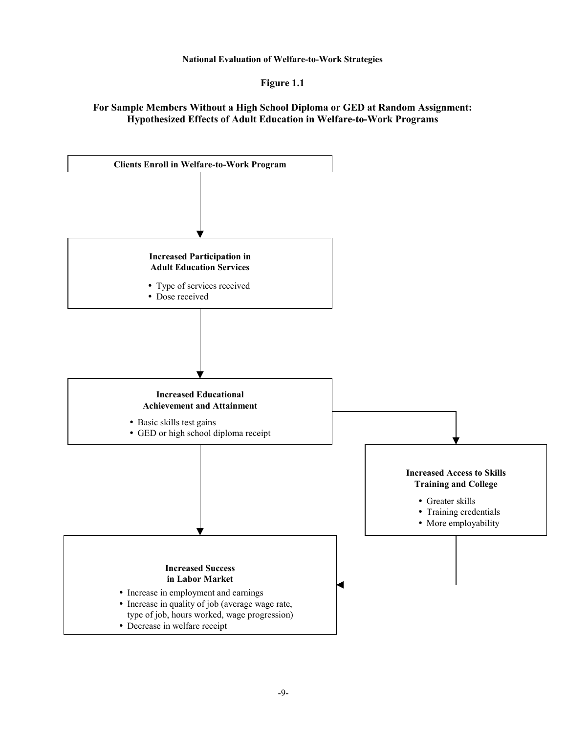**National Evaluation of Welfare-to-Work Strategies**

**Figure 1.1**

**For Sample Members Without a High School Diploma or GED at Random Assignment: Hypothesized Effects of Adult Education in Welfare-to-Work Programs**

**Clients Enroll in Welfare-to-Work Program**

↓

**Increased Participation in Adult Education Services**

- Type of services received
- Dose received

↓

**Increased Educational Achievement and Attainment**

- Basic skills test gains
- GED or high school diploma receipt

↓ (to Increased Success in Labor Market) and → (to Increased Access to Skills Training and College)

**Increased Access to Skills Training and College**

- Greater skills
- Training credentials
- More employability

→ (to Increased Success in Labor Market)

**Increased Success in Labor Market**

- Increase in employment and earnings
- Increase in quality of job (average wage rate, type of job, hours worked, wage progression)
- Decrease in welfare receipt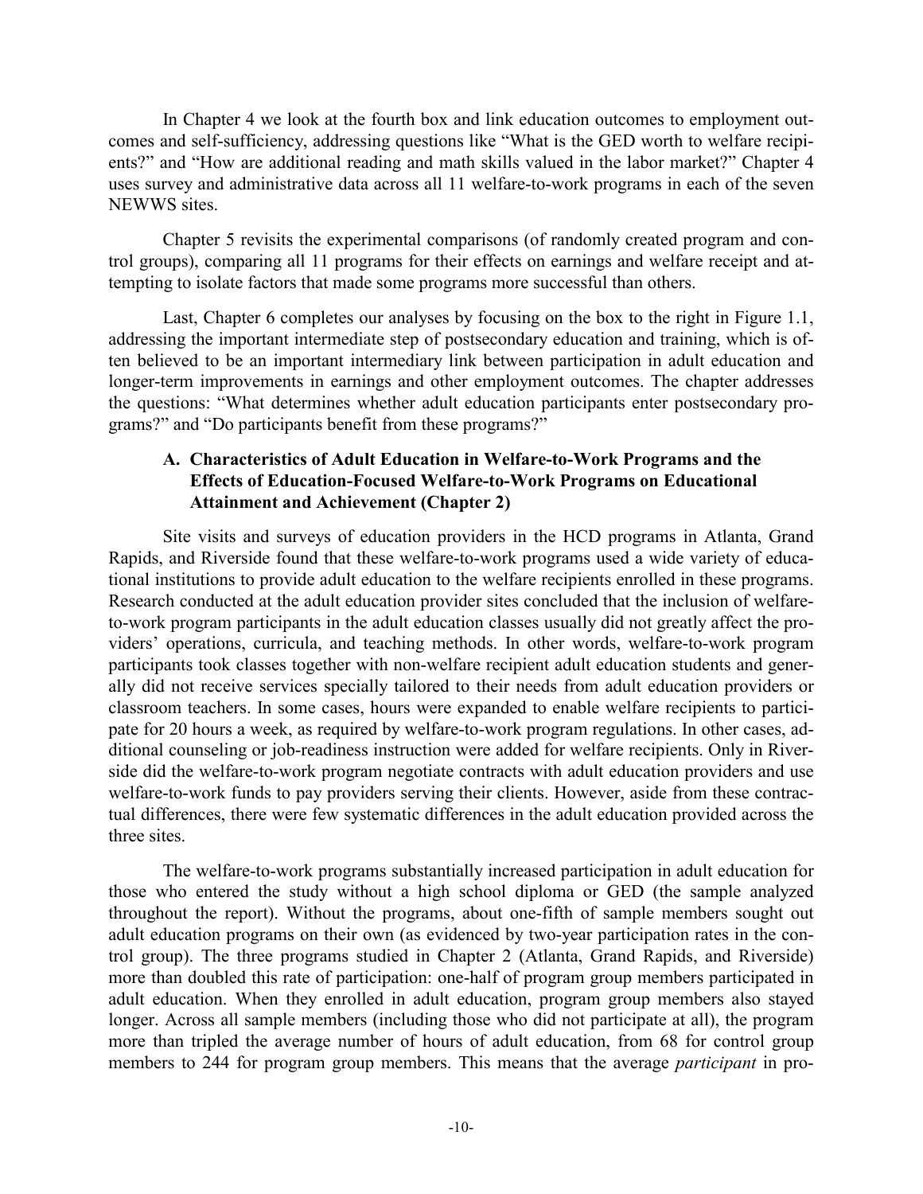In Chapter 4 we look at the fourth box and link education outcomes to employment outcomes and self-sufficiency, addressing questions like "What is the GED worth to welfare recipients?" and "How are additional reading and math skills valued in the labor market?" Chapter 4 uses survey and administrative data across all 11 welfare-to-work programs in each of the seven NEWWS sites.

Chapter 5 revisits the experimental comparisons (of randomly created program and control groups), comparing all 11 programs for their effects on earnings and welfare receipt and attempting to isolate factors that made some programs more successful than others.

Last, Chapter 6 completes our analyses by focusing on the box to the right in Figure 1.1, addressing the important intermediate step of postsecondary education and training, which is often believed to be an important intermediary link between participation in adult education and longer-term improvements in earnings and other employment outcomes. The chapter addresses the questions: "What determines whether adult education participants enter postsecondary programs?" and "Do participants benefit from these programs?"

### A. Characteristics of Adult Education in Welfare-to-Work Programs and the Effects of Education-Focused Welfare-to-Work Programs on Educational Attainment and Achievement (Chapter 2)

Site visits and surveys of education providers in the HCD programs in Atlanta, Grand Rapids, and Riverside found that these welfare-to-work programs used a wide variety of educational institutions to provide adult education to the welfare recipients enrolled in these programs. Research conducted at the adult education provider sites concluded that the inclusion of welfare-to-work program participants in the adult education classes usually did not greatly affect the providers' operations, curricula, and teaching methods. In other words, welfare-to-work program participants took classes together with non-welfare recipient adult education students and generally did not receive services specially tailored to their needs from adult education providers or classroom teachers. In some cases, hours were expanded to enable welfare recipients to participate for 20 hours a week, as required by welfare-to-work program regulations. In other cases, additional counseling or job-readiness instruction were added for welfare recipients. Only in Riverside did the welfare-to-work program negotiate contracts with adult education providers and use welfare-to-work funds to pay providers serving their clients. However, aside from these contractual differences, there were few systematic differences in the adult education provided across the three sites.

The welfare-to-work programs substantially increased participation in adult education for those who entered the study without a high school diploma or GED (the sample analyzed throughout the report). Without the programs, about one-fifth of sample members sought out adult education programs on their own (as evidenced by two-year participation rates in the control group). The three programs studied in Chapter 2 (Atlanta, Grand Rapids, and Riverside) more than doubled this rate of participation: one-half of program group members participated in adult education. When they enrolled in adult education, program group members also stayed longer. Across all sample members (including those who did not participate at all), the program more than tripled the average number of hours of adult education, from 68 for control group members to 244 for program group members. This means that the average *participant* in pro-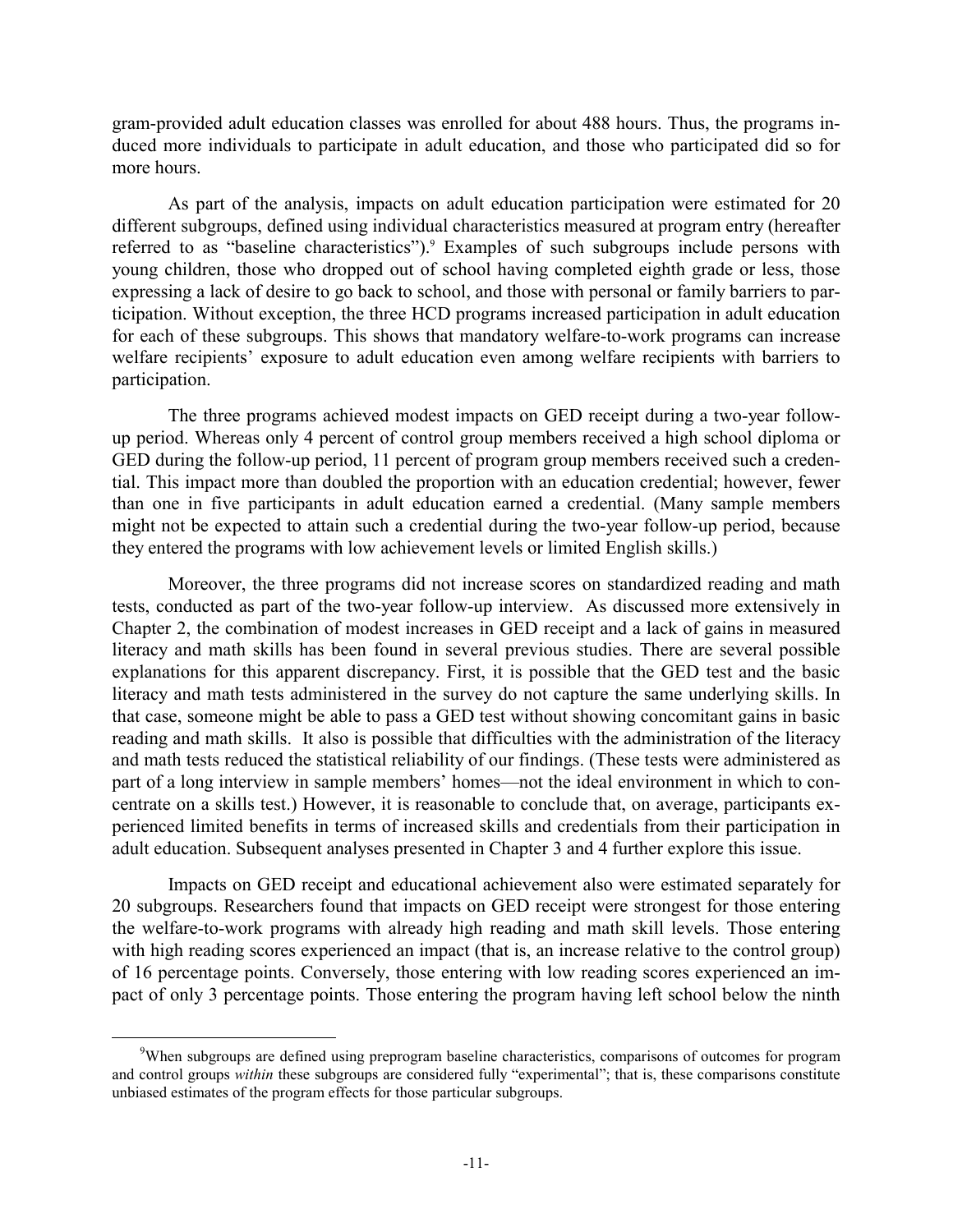gram-provided adult education classes was enrolled for about 488 hours. Thus, the programs induced more individuals to participate in adult education, and those who participated did so for more hours.

As part of the analysis, impacts on adult education participation were estimated for 20 different subgroups, defined using individual characteristics measured at program entry (hereafter referred to as "baseline characteristics").[9] Examples of such subgroups include persons with young children, those who dropped out of school having completed eighth grade or less, those expressing a lack of desire to go back to school, and those with personal or family barriers to participation. Without exception, the three HCD programs increased participation in adult education for each of these subgroups. This shows that mandatory welfare-to-work programs can increase welfare recipients' exposure to adult education even among welfare recipients with barriers to participation.

The three programs achieved modest impacts on GED receipt during a two-year follow-up period. Whereas only 4 percent of control group members received a high school diploma or GED during the follow-up period, 11 percent of program group members received such a credential. This impact more than doubled the proportion with an education credential; however, fewer than one in five participants in adult education earned a credential. (Many sample members might not be expected to attain such a credential during the two-year follow-up period, because they entered the programs with low achievement levels or limited English skills.)

Moreover, the three programs did not increase scores on standardized reading and math tests, conducted as part of the two-year follow-up interview. As discussed more extensively in Chapter 2, the combination of modest increases in GED receipt and a lack of gains in measured literacy and math skills has been found in several previous studies. There are several possible explanations for this apparent discrepancy. First, it is possible that the GED test and the basic literacy and math tests administered in the survey do not capture the same underlying skills. In that case, someone might be able to pass a GED test without showing concomitant gains in basic reading and math skills. It also is possible that difficulties with the administration of the literacy and math tests reduced the statistical reliability of our findings. (These tests were administered as part of a long interview in sample members' homes—not the ideal environment in which to concentrate on a skills test.) However, it is reasonable to conclude that, on average, participants experienced limited benefits in terms of increased skills and credentials from their participation in adult education. Subsequent analyses presented in Chapter 3 and 4 further explore this issue.

Impacts on GED receipt and educational achievement also were estimated separately for 20 subgroups. Researchers found that impacts on GED receipt were strongest for those entering the welfare-to-work programs with already high reading and math skill levels. Those entering with high reading scores experienced an impact (that is, an increase relative to the control group) of 16 percentage points. Conversely, those entering with low reading scores experienced an impact of only 3 percentage points. Those entering the program having left school below the ninth

---

[9]When subgroups are defined using preprogram baseline characteristics, comparisons of outcomes for program and control groups *within* these subgroups are considered fully "experimental"; that is, these comparisons constitute unbiased estimates of the program effects for those particular subgroups.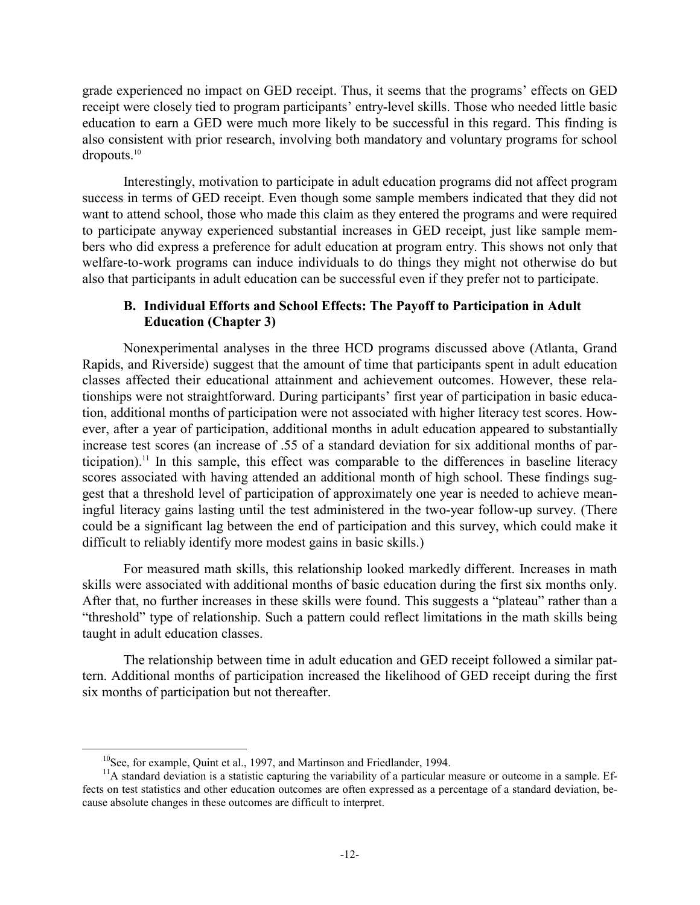grade experienced no impact on GED receipt. Thus, it seems that the programs' effects on GED receipt were closely tied to program participants' entry-level skills. Those who needed little basic education to earn a GED were much more likely to be successful in this regard. This finding is also consistent with prior research, involving both mandatory and voluntary programs for school dropouts.[10]

Interestingly, motivation to participate in adult education programs did not affect program success in terms of GED receipt. Even though some sample members indicated that they did not want to attend school, those who made this claim as they entered the programs and were required to participate anyway experienced substantial increases in GED receipt, just like sample members who did express a preference for adult education at program entry. This shows not only that welfare-to-work programs can induce individuals to do things they might not otherwise do but also that participants in adult education can be successful even if they prefer not to participate.

### B. Individual Efforts and School Effects: The Payoff to Participation in Adult Education (Chapter 3)

Nonexperimental analyses in the three HCD programs discussed above (Atlanta, Grand Rapids, and Riverside) suggest that the amount of time that participants spent in adult education classes affected their educational attainment and achievement outcomes. However, these relationships were not straightforward. During participants' first year of participation in basic education, additional months of participation were not associated with higher literacy test scores. However, after a year of participation, additional months in adult education appeared to substantially increase test scores (an increase of .55 of a standard deviation for six additional months of participation).[11] In this sample, this effect was comparable to the differences in baseline literacy scores associated with having attended an additional month of high school. These findings suggest that a threshold level of participation of approximately one year is needed to achieve meaningful literacy gains lasting until the test administered in the two-year follow-up survey. (There could be a significant lag between the end of participation and this survey, which could make it difficult to reliably identify more modest gains in basic skills.)

For measured math skills, this relationship looked markedly different. Increases in math skills were associated with additional months of basic education during the first six months only. After that, no further increases in these skills were found. This suggests a "plateau" rather than a "threshold" type of relationship. Such a pattern could reflect limitations in the math skills being taught in adult education classes.

The relationship between time in adult education and GED receipt followed a similar pattern. Additional months of participation increased the likelihood of GED receipt during the first six months of participation but not thereafter.

---

[10] See, for example, Quint et al., 1997, and Martinson and Friedlander, 1994.

[11] A standard deviation is a statistic capturing the variability of a particular measure or outcome in a sample. Effects on test statistics and other education outcomes are often expressed as a percentage of a standard deviation, because absolute changes in these outcomes are difficult to interpret.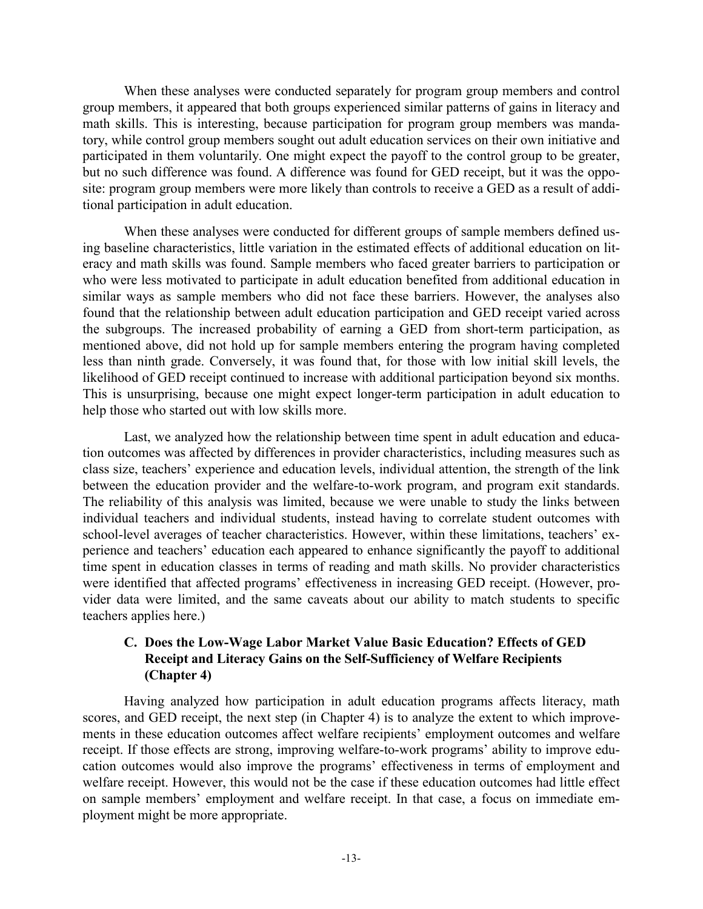When these analyses were conducted separately for program group members and control group members, it appeared that both groups experienced similar patterns of gains in literacy and math skills. This is interesting, because participation for program group members was mandatory, while control group members sought out adult education services on their own initiative and participated in them voluntarily. One might expect the payoff to the control group to be greater, but no such difference was found. A difference was found for GED receipt, but it was the opposite: program group members were more likely than controls to receive a GED as a result of additional participation in adult education.

When these analyses were conducted for different groups of sample members defined using baseline characteristics, little variation in the estimated effects of additional education on literacy and math skills was found. Sample members who faced greater barriers to participation or who were less motivated to participate in adult education benefited from additional education in similar ways as sample members who did not face these barriers. However, the analyses also found that the relationship between adult education participation and GED receipt varied across the subgroups. The increased probability of earning a GED from short-term participation, as mentioned above, did not hold up for sample members entering the program having completed less than ninth grade. Conversely, it was found that, for those with low initial skill levels, the likelihood of GED receipt continued to increase with additional participation beyond six months. This is unsurprising, because one might expect longer-term participation in adult education to help those who started out with low skills more.

Last, we analyzed how the relationship between time spent in adult education and education outcomes was affected by differences in provider characteristics, including measures such as class size, teachers' experience and education levels, individual attention, the strength of the link between the education provider and the welfare-to-work program, and program exit standards. The reliability of this analysis was limited, because we were unable to study the links between individual teachers and individual students, instead having to correlate student outcomes with school-level averages of teacher characteristics. However, within these limitations, teachers' experience and teachers' education each appeared to enhance significantly the payoff to additional time spent in education classes in terms of reading and math skills. No provider characteristics were identified that affected programs' effectiveness in increasing GED receipt. (However, provider data were limited, and the same caveats about our ability to match students to specific teachers applies here.)

### C. Does the Low-Wage Labor Market Value Basic Education? Effects of GED Receipt and Literacy Gains on the Self-Sufficiency of Welfare Recipients (Chapter 4)

Having analyzed how participation in adult education programs affects literacy, math scores, and GED receipt, the next step (in Chapter 4) is to analyze the extent to which improvements in these education outcomes affect welfare recipients' employment outcomes and welfare receipt. If those effects are strong, improving welfare-to-work programs' ability to improve education outcomes would also improve the programs' effectiveness in terms of employment and welfare receipt. However, this would not be the case if these education outcomes had little effect on sample members' employment and welfare receipt. In that case, a focus on immediate employment might be more appropriate.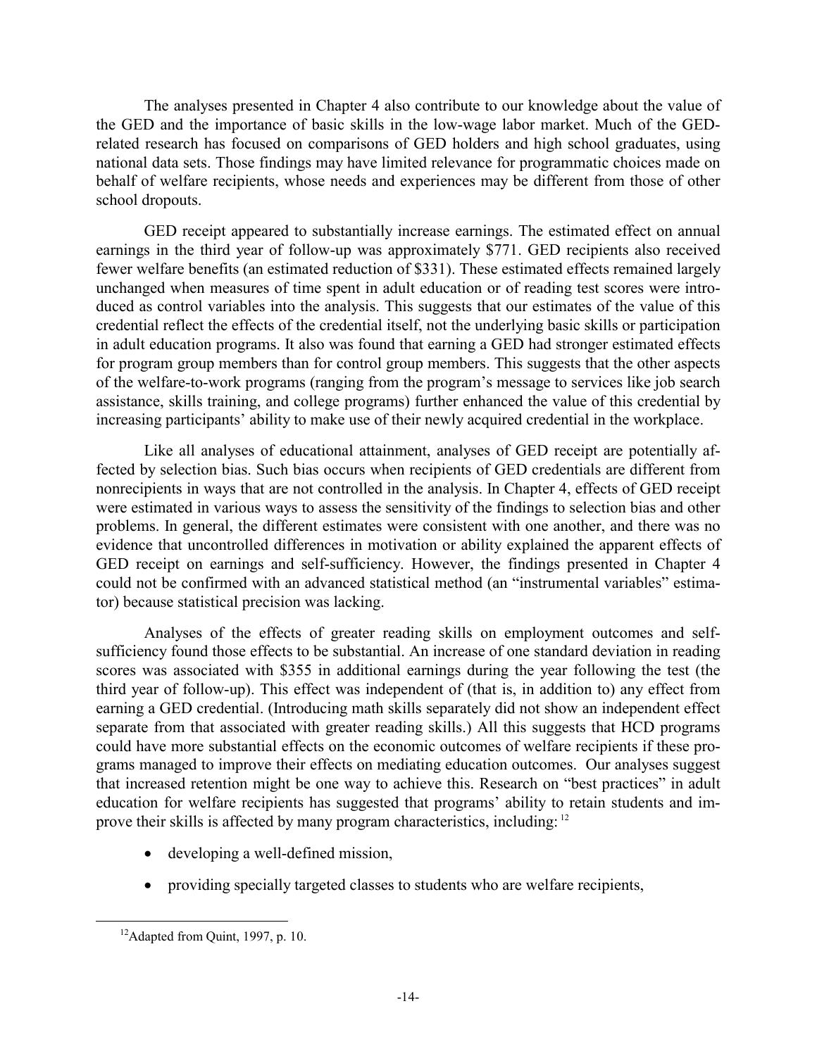The analyses presented in Chapter 4 also contribute to our knowledge about the value of the GED and the importance of basic skills in the low-wage labor market. Much of the GED-related research has focused on comparisons of GED holders and high school graduates, using national data sets. Those findings may have limited relevance for programmatic choices made on behalf of welfare recipients, whose needs and experiences may be different from those of other school dropouts.

GED receipt appeared to substantially increase earnings. The estimated effect on annual earnings in the third year of follow-up was approximately $771. GED recipients also received fewer welfare benefits (an estimated reduction of $331). These estimated effects remained largely unchanged when measures of time spent in adult education or of reading test scores were introduced as control variables into the analysis. This suggests that our estimates of the value of this credential reflect the effects of the credential itself, not the underlying basic skills or participation in adult education programs. It also was found that earning a GED had stronger estimated effects for program group members than for control group members. This suggests that the other aspects of the welfare-to-work programs (ranging from the program's message to services like job search assistance, skills training, and college programs) further enhanced the value of this credential by increasing participants' ability to make use of their newly acquired credential in the workplace.

Like all analyses of educational attainment, analyses of GED receipt are potentially affected by selection bias. Such bias occurs when recipients of GED credentials are different from nonrecipients in ways that are not controlled in the analysis. In Chapter 4, effects of GED receipt were estimated in various ways to assess the sensitivity of the findings to selection bias and other problems. In general, the different estimates were consistent with one another, and there was no evidence that uncontrolled differences in motivation or ability explained the apparent effects of GED receipt on earnings and self-sufficiency. However, the findings presented in Chapter 4 could not be confirmed with an advanced statistical method (an "instrumental variables" estimator) because statistical precision was lacking.

Analyses of the effects of greater reading skills on employment outcomes and self-sufficiency found those effects to be substantial. An increase of one standard deviation in reading scores was associated with $355 in additional earnings during the year following the test (the third year of follow-up). This effect was independent of (that is, in addition to) any effect from earning a GED credential. (Introducing math skills separately did not show an independent effect separate from that associated with greater reading skills.) All this suggests that HCD programs could have more substantial effects on the economic outcomes of welfare recipients if these programs managed to improve their effects on mediating education outcomes. Our analyses suggest that increased retention might be one way to achieve this. Research on "best practices" in adult education for welfare recipients has suggested that programs' ability to retain students and improve their skills is affected by many program characteristics, including: [12]

- developing a well-defined mission,
- providing specially targeted classes to students who are welfare recipients,

[12] Adapted from Quint, 1997, p. 10.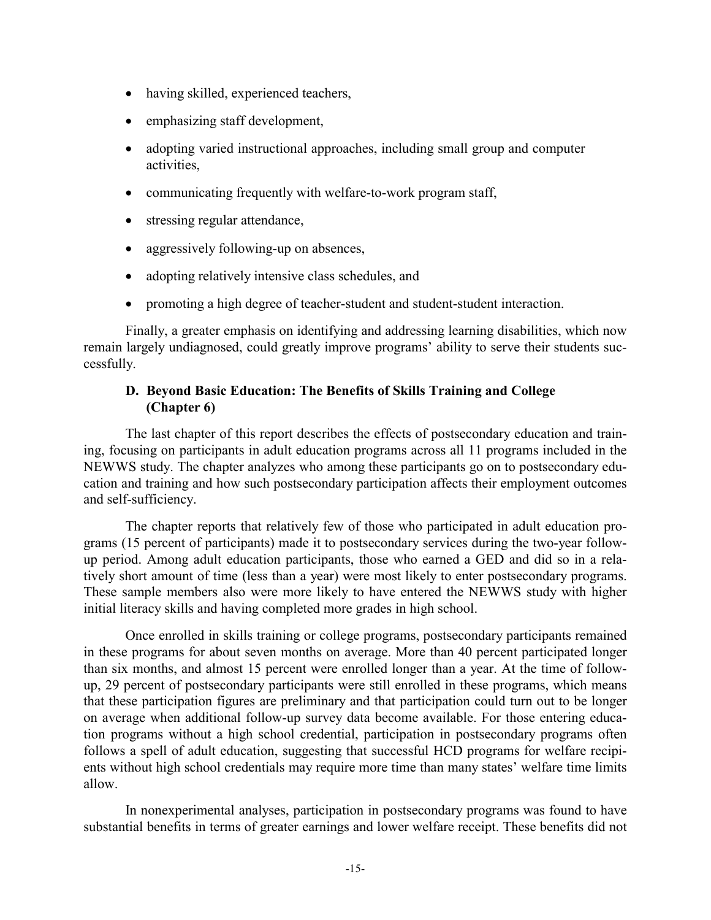- having skilled, experienced teachers,
- emphasizing staff development,
- adopting varied instructional approaches, including small group and computer activities,
- communicating frequently with welfare-to-work program staff,
- stressing regular attendance,
- aggressively following-up on absences,
- adopting relatively intensive class schedules, and
- promoting a high degree of teacher-student and student-student interaction.

Finally, a greater emphasis on identifying and addressing learning disabilities, which now remain largely undiagnosed, could greatly improve programs' ability to serve their students successfully.

### D. Beyond Basic Education: The Benefits of Skills Training and College (Chapter 6)

The last chapter of this report describes the effects of postsecondary education and training, focusing on participants in adult education programs across all 11 programs included in the NEWWS study. The chapter analyzes who among these participants go on to postsecondary education and training and how such postsecondary participation affects their employment outcomes and self-sufficiency.

The chapter reports that relatively few of those who participated in adult education programs (15 percent of participants) made it to postsecondary services during the two-year follow-up period. Among adult education participants, those who earned a GED and did so in a relatively short amount of time (less than a year) were most likely to enter postsecondary programs. These sample members also were more likely to have entered the NEWWS study with higher initial literacy skills and having completed more grades in high school.

Once enrolled in skills training or college programs, postsecondary participants remained in these programs for about seven months on average. More than 40 percent participated longer than six months, and almost 15 percent were enrolled longer than a year. At the time of follow-up, 29 percent of postsecondary participants were still enrolled in these programs, which means that these participation figures are preliminary and that participation could turn out to be longer on average when additional follow-up survey data become available. For those entering education programs without a high school credential, participation in postsecondary programs often follows a spell of adult education, suggesting that successful HCD programs for welfare recipients without high school credentials may require more time than many states' welfare time limits allow.

In nonexperimental analyses, participation in postsecondary programs was found to have substantial benefits in terms of greater earnings and lower welfare receipt. These benefits did not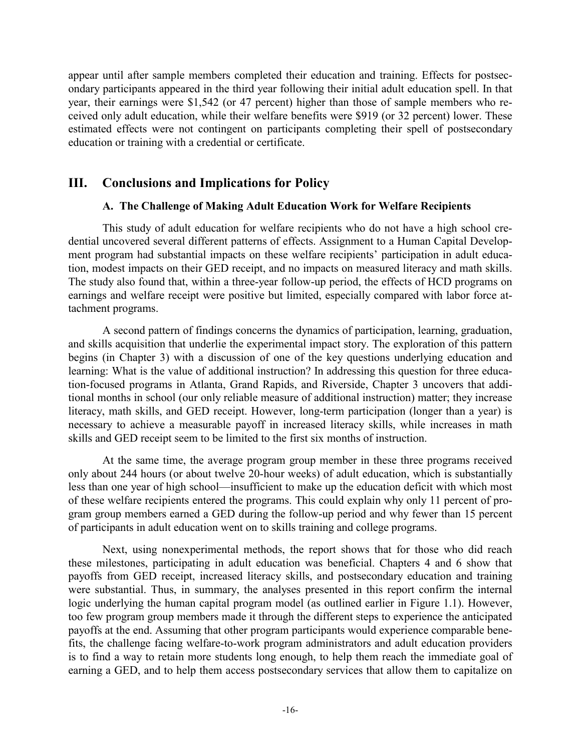appear until after sample members completed their education and training. Effects for postsecondary participants appeared in the third year following their initial adult education spell. In that year, their earnings were $1,542 (or 47 percent) higher than those of sample members who received only adult education, while their welfare benefits were $919 (or 32 percent) lower. These estimated effects were not contingent on participants completing their spell of postsecondary education or training with a credential or certificate.

## III. Conclusions and Implications for Policy

### A. The Challenge of Making Adult Education Work for Welfare Recipients

This study of adult education for welfare recipients who do not have a high school credential uncovered several different patterns of effects. Assignment to a Human Capital Development program had substantial impacts on these welfare recipients' participation in adult education, modest impacts on their GED receipt, and no impacts on measured literacy and math skills. The study also found that, within a three-year follow-up period, the effects of HCD programs on earnings and welfare receipt were positive but limited, especially compared with labor force attachment programs.

A second pattern of findings concerns the dynamics of participation, learning, graduation, and skills acquisition that underlie the experimental impact story. The exploration of this pattern begins (in Chapter 3) with a discussion of one of the key questions underlying education and learning: What is the value of additional instruction? In addressing this question for three education-focused programs in Atlanta, Grand Rapids, and Riverside, Chapter 3 uncovers that additional months in school (our only reliable measure of additional instruction) matter; they increase literacy, math skills, and GED receipt. However, long-term participation (longer than a year) is necessary to achieve a measurable payoff in increased literacy skills, while increases in math skills and GED receipt seem to be limited to the first six months of instruction.

At the same time, the average program group member in these three programs received only about 244 hours (or about twelve 20-hour weeks) of adult education, which is substantially less than one year of high school—insufficient to make up the education deficit with which most of these welfare recipients entered the programs. This could explain why only 11 percent of program group members earned a GED during the follow-up period and why fewer than 15 percent of participants in adult education went on to skills training and college programs.

Next, using nonexperimental methods, the report shows that for those who did reach these milestones, participating in adult education was beneficial. Chapters 4 and 6 show that payoffs from GED receipt, increased literacy skills, and postsecondary education and training were substantial. Thus, in summary, the analyses presented in this report confirm the internal logic underlying the human capital program model (as outlined earlier in Figure 1.1). However, too few program group members made it through the different steps to experience the anticipated payoffs at the end. Assuming that other program participants would experience comparable benefits, the challenge facing welfare-to-work program administrators and adult education providers is to find a way to retain more students long enough, to help them reach the immediate goal of earning a GED, and to help them access postsecondary services that allow them to capitalize on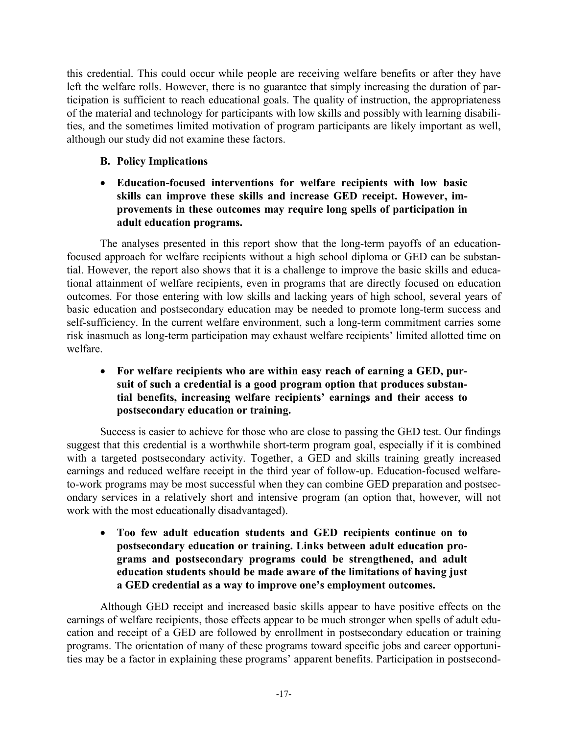this credential. This could occur while people are receiving welfare benefits or after they have left the welfare rolls. However, there is no guarantee that simply increasing the duration of participation is sufficient to reach educational goals. The quality of instruction, the appropriateness of the material and technology for participants with low skills and possibly with learning disabilities, and the sometimes limited motivation of program participants are likely important as well, although our study did not examine these factors.

### B. Policy Implications

- **Education-focused interventions for welfare recipients with low basic skills can improve these skills and increase GED receipt. However, improvements in these outcomes may require long spells of participation in adult education programs.**

The analyses presented in this report show that the long-term payoffs of an education-focused approach for welfare recipients without a high school diploma or GED can be substantial. However, the report also shows that it is a challenge to improve the basic skills and educational attainment of welfare recipients, even in programs that are directly focused on education outcomes. For those entering with low skills and lacking years of high school, several years of basic education and postsecondary education may be needed to promote long-term success and self-sufficiency. In the current welfare environment, such a long-term commitment carries some risk inasmuch as long-term participation may exhaust welfare recipients' limited allotted time on welfare.

- **For welfare recipients who are within easy reach of earning a GED, pursuit of such a credential is a good program option that produces substantial benefits, increasing welfare recipients' earnings and their access to postsecondary education or training.**

Success is easier to achieve for those who are close to passing the GED test. Our findings suggest that this credential is a worthwhile short-term program goal, especially if it is combined with a targeted postsecondary activity. Together, a GED and skills training greatly increased earnings and reduced welfare receipt in the third year of follow-up. Education-focused welfare-to-work programs may be most successful when they can combine GED preparation and postsecondary services in a relatively short and intensive program (an option that, however, will not work with the most educationally disadvantaged).

- **Too few adult education students and GED recipients continue on to postsecondary education or training. Links between adult education programs and postsecondary programs could be strengthened, and adult education students should be made aware of the limitations of having just a GED credential as a way to improve one's employment outcomes.**

Although GED receipt and increased basic skills appear to have positive effects on the earnings of welfare recipients, those effects appear to be much stronger when spells of adult education and receipt of a GED are followed by enrollment in postsecondary education or training programs. The orientation of many of these programs toward specific jobs and career opportunities may be a factor in explaining these programs' apparent benefits. Participation in postsecond-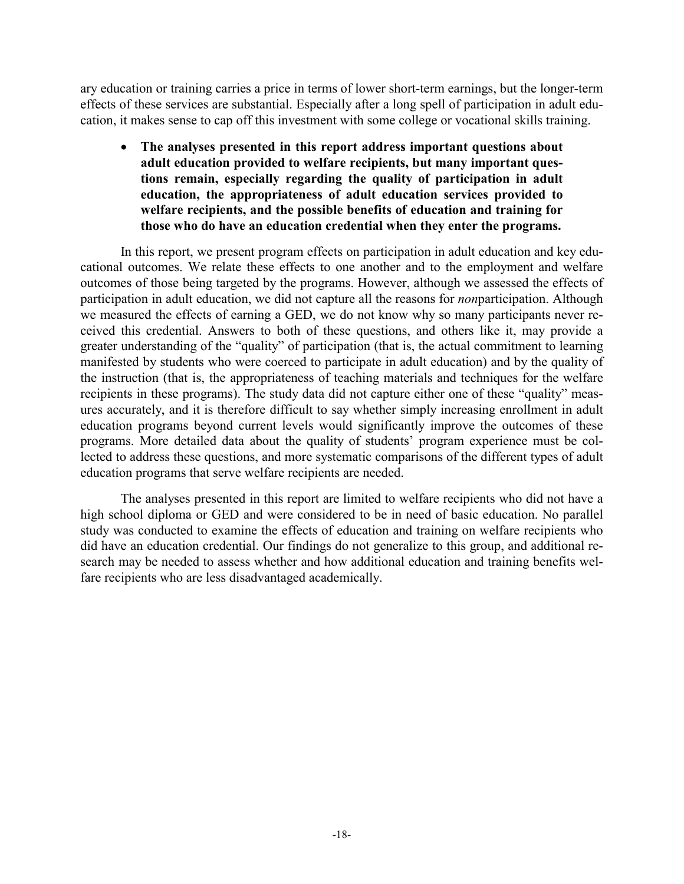ary education or training carries a price in terms of lower short-term earnings, but the longer-term effects of these services are substantial. Especially after a long spell of participation in adult education, it makes sense to cap off this investment with some college or vocational skills training.

- **The analyses presented in this report address important questions about adult education provided to welfare recipients, but many important questions remain, especially regarding the quality of participation in adult education, the appropriateness of adult education services provided to welfare recipients, and the possible benefits of education and training for those who do have an education credential when they enter the programs.**

In this report, we present program effects on participation in adult education and key educational outcomes. We relate these effects to one another and to the employment and welfare outcomes of those being targeted by the programs. However, although we assessed the effects of participation in adult education, we did not capture all the reasons for *non*participation. Although we measured the effects of earning a GED, we do not know why so many participants never received this credential. Answers to both of these questions, and others like it, may provide a greater understanding of the "quality" of participation (that is, the actual commitment to learning manifested by students who were coerced to participate in adult education) and by the quality of the instruction (that is, the appropriateness of teaching materials and techniques for the welfare recipients in these programs). The study data did not capture either one of these "quality" measures accurately, and it is therefore difficult to say whether simply increasing enrollment in adult education programs beyond current levels would significantly improve the outcomes of these programs. More detailed data about the quality of students' program experience must be collected to address these questions, and more systematic comparisons of the different types of adult education programs that serve welfare recipients are needed.

The analyses presented in this report are limited to welfare recipients who did not have a high school diploma or GED and were considered to be in need of basic education. No parallel study was conducted to examine the effects of education and training on welfare recipients who did have an education credential. Our findings do not generalize to this group, and additional research may be needed to assess whether and how additional education and training benefits welfare recipients who are less disadvantaged academically.